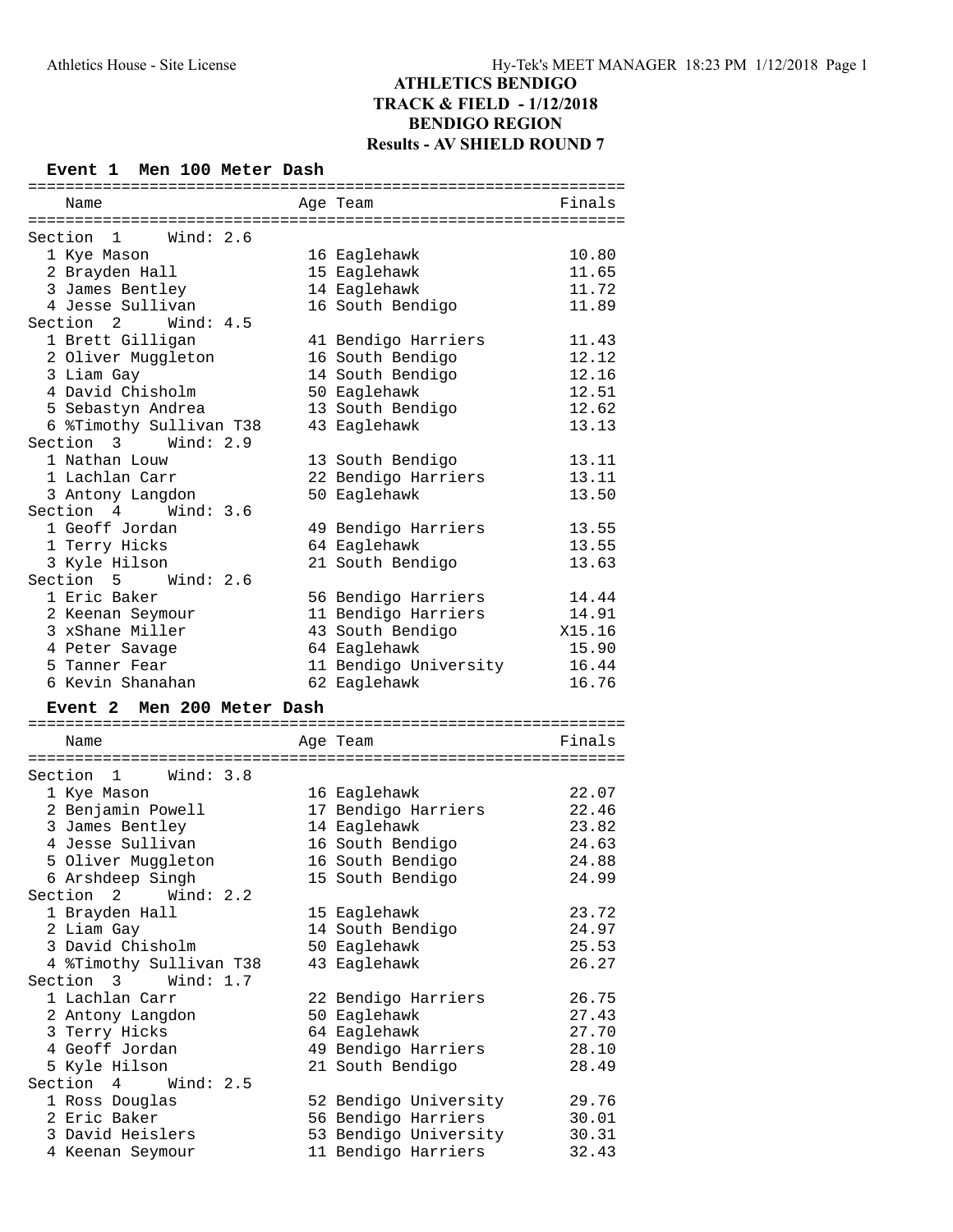# ATHLETICS BENDIGO
## TRACK & FIELD - 1/12/2018
## BENDIGO REGION
## Results - AV SHIELD ROUND 7

### Event 1 Men 100 Meter Dash

| Name | Age | Team | Finals |
|---|---|---|---|
| **Section 1 Wind: 2.6** | | | |
| 1 Kye Mason | 16 | Eaglehawk | 10.80 |
| 2 Brayden Hall | 15 | Eaglehawk | 11.65 |
| 3 James Bentley | 14 | Eaglehawk | 11.72 |
| 4 Jesse Sullivan | 16 | South Bendigo | 11.89 |
| **Section 2 Wind: 4.5** | | | |
| 1 Brett Gilligan | 41 | Bendigo Harriers | 11.43 |
| 2 Oliver Muggleton | 16 | South Bendigo | 12.12 |
| 3 Liam Gay | 14 | South Bendigo | 12.16 |
| 4 David Chisholm | 50 | Eaglehawk | 12.51 |
| 5 Sebastyn Andrea | 13 | South Bendigo | 12.62 |
| 6 %Timothy Sullivan T38 | 43 | Eaglehawk | 13.13 |
| **Section 3 Wind: 2.9** | | | |
| 1 Nathan Louw | 13 | South Bendigo | 13.11 |
| 1 Lachlan Carr | 22 | Bendigo Harriers | 13.11 |
| 3 Antony Langdon | 50 | Eaglehawk | 13.50 |
| **Section 4 Wind: 3.6** | | | |
| 1 Geoff Jordan | 49 | Bendigo Harriers | 13.55 |
| 1 Terry Hicks | 64 | Eaglehawk | 13.55 |
| 3 Kyle Hilson | 21 | South Bendigo | 13.63 |
| **Section 5 Wind: 2.6** | | | |
| 1 Eric Baker | 56 | Bendigo Harriers | 14.44 |
| 2 Keenan Seymour | 11 | Bendigo Harriers | 14.91 |
| 3 xShane Miller | 43 | South Bendigo | X15.16 |
| 4 Peter Savage | 64 | Eaglehawk | 15.90 |
| 5 Tanner Fear | 11 | Bendigo University | 16.44 |
| 6 Kevin Shanahan | 62 | Eaglehawk | 16.76 |

### Event 2 Men 200 Meter Dash

| Name | Age | Team | Finals |
|---|---|---|---|
| **Section 1 Wind: 3.8** | | | |
| 1 Kye Mason | 16 | Eaglehawk | 22.07 |
| 2 Benjamin Powell | 17 | Bendigo Harriers | 22.46 |
| 3 James Bentley | 14 | Eaglehawk | 23.82 |
| 4 Jesse Sullivan | 16 | South Bendigo | 24.63 |
| 5 Oliver Muggleton | 16 | South Bendigo | 24.88 |
| 6 Arshdeep Singh | 15 | South Bendigo | 24.99 |
| **Section 2 Wind: 2.2** | | | |
| 1 Brayden Hall | 15 | Eaglehawk | 23.72 |
| 2 Liam Gay | 14 | South Bendigo | 24.97 |
| 3 David Chisholm | 50 | Eaglehawk | 25.53 |
| 4 %Timothy Sullivan T38 | 43 | Eaglehawk | 26.27 |
| **Section 3 Wind: 1.7** | | | |
| 1 Lachlan Carr | 22 | Bendigo Harriers | 26.75 |
| 2 Antony Langdon | 50 | Eaglehawk | 27.43 |
| 3 Terry Hicks | 64 | Eaglehawk | 27.70 |
| 4 Geoff Jordan | 49 | Bendigo Harriers | 28.10 |
| 5 Kyle Hilson | 21 | South Bendigo | 28.49 |
| **Section 4 Wind: 2.5** | | | |
| 1 Ross Douglas | 52 | Bendigo University | 29.76 |
| 2 Eric Baker | 56 | Bendigo Harriers | 30.01 |
| 3 David Heislers | 53 | Bendigo University | 30.31 |
| 4 Keenan Seymour | 11 | Bendigo Harriers | 32.43 |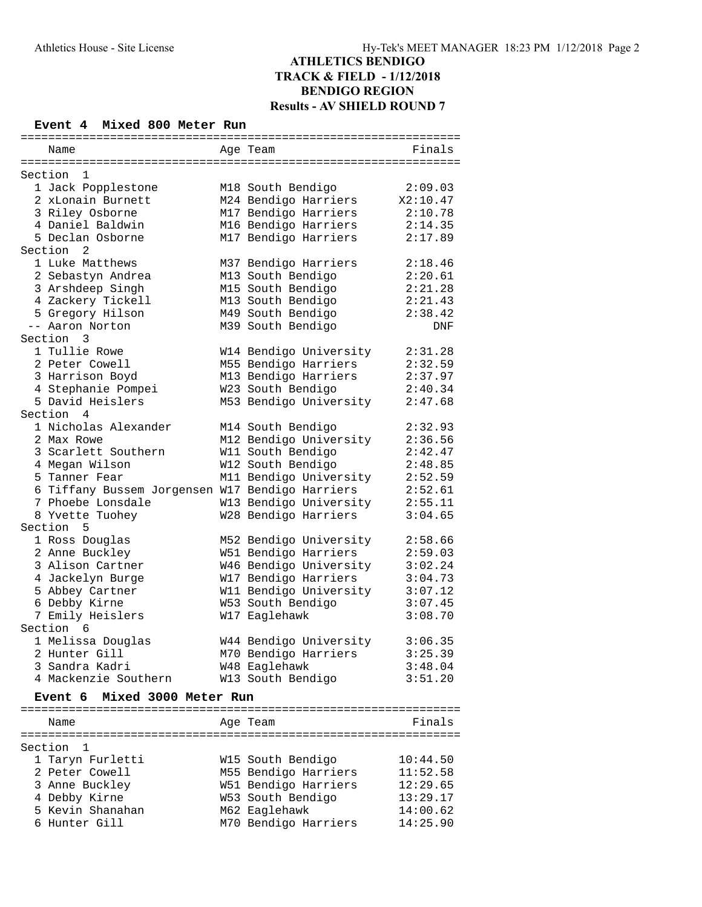# ATHLETICS BENDIGO
## TRACK & FIELD - 1/12/2018
## BENDIGO REGION
## Results - AV SHIELD ROUND 7

### Event 4 Mixed 800 Meter Run

| | Name | Age | Team | Finals |
|---|---|---|---|---|
| **Section 1** | | | | |
| 1 | Jack Popplestone | M18 | South Bendigo | 2:09.03 |
| 2 | xLonain Burnett | M24 | Bendigo Harriers | X2:10.47 |
| 3 | Riley Osborne | M17 | Bendigo Harriers | 2:10.78 |
| 4 | Daniel Baldwin | M16 | Bendigo Harriers | 2:14.35 |
| 5 | Declan Osborne | M17 | Bendigo Harriers | 2:17.89 |
| **Section 2** | | | | |
| 1 | Luke Matthews | M37 | Bendigo Harriers | 2:18.46 |
| 2 | Sebastyn Andrea | M13 | South Bendigo | 2:20.61 |
| 3 | Arshdeep Singh | M15 | South Bendigo | 2:21.28 |
| 4 | Zackery Tickell | M13 | South Bendigo | 2:21.43 |
| 5 | Gregory Hilson | M49 | South Bendigo | 2:38.42 |
| -- | Aaron Norton | M39 | South Bendigo | DNF |
| **Section 3** | | | | |
| 1 | Tullie Rowe | W14 | Bendigo University | 2:31.28 |
| 2 | Peter Cowell | M55 | Bendigo Harriers | 2:32.59 |
| 3 | Harrison Boyd | M13 | Bendigo Harriers | 2:37.97 |
| 4 | Stephanie Pompei | W23 | South Bendigo | 2:40.34 |
| 5 | David Heislers | M53 | Bendigo University | 2:47.68 |
| **Section 4** | | | | |
| 1 | Nicholas Alexander | M14 | South Bendigo | 2:32.93 |
| 2 | Max Rowe | M12 | Bendigo University | 2:36.56 |
| 3 | Scarlett Southern | W11 | South Bendigo | 2:42.47 |
| 4 | Megan Wilson | W12 | South Bendigo | 2:48.85 |
| 5 | Tanner Fear | M11 | Bendigo University | 2:52.59 |
| 6 | Tiffany Bussem Jorgensen | W17 | Bendigo Harriers | 2:52.61 |
| 7 | Phoebe Lonsdale | W13 | Bendigo University | 2:55.11 |
| 8 | Yvette Tuohey | W28 | Bendigo Harriers | 3:04.65 |
| **Section 5** | | | | |
| 1 | Ross Douglas | M52 | Bendigo University | 2:58.66 |
| 2 | Anne Buckley | W51 | Bendigo Harriers | 2:59.03 |
| 3 | Alison Cartner | W46 | Bendigo University | 3:02.24 |
| 4 | Jackelyn Burge | W17 | Bendigo Harriers | 3:04.73 |
| 5 | Abbey Cartner | W11 | Bendigo University | 3:07.12 |
| 6 | Debby Kirne | W53 | South Bendigo | 3:07.45 |
| 7 | Emily Heislers | W17 | Eaglehawk | 3:08.70 |
| **Section 6** | | | | |
| 1 | Melissa Douglas | W44 | Bendigo University | 3:06.35 |
| 2 | Hunter Gill | M70 | Bendigo Harriers | 3:25.39 |
| 3 | Sandra Kadri | W48 | Eaglehawk | 3:48.04 |
| 4 | Mackenzie Southern | W13 | South Bendigo | 3:51.20 |

### Event 6 Mixed 3000 Meter Run

| | Name | Age | Team | Finals |
|---|---|---|---|---|
| **Section 1** | | | | |
| 1 | Taryn Furletti | W15 | South Bendigo | 10:44.50 |
| 2 | Peter Cowell | M55 | Bendigo Harriers | 11:52.58 |
| 3 | Anne Buckley | W51 | Bendigo Harriers | 12:29.65 |
| 4 | Debby Kirne | W53 | South Bendigo | 13:29.17 |
| 5 | Kevin Shanahan | M62 | Eaglehawk | 14:00.62 |
| 6 | Hunter Gill | M70 | Bendigo Harriers | 14:25.90 |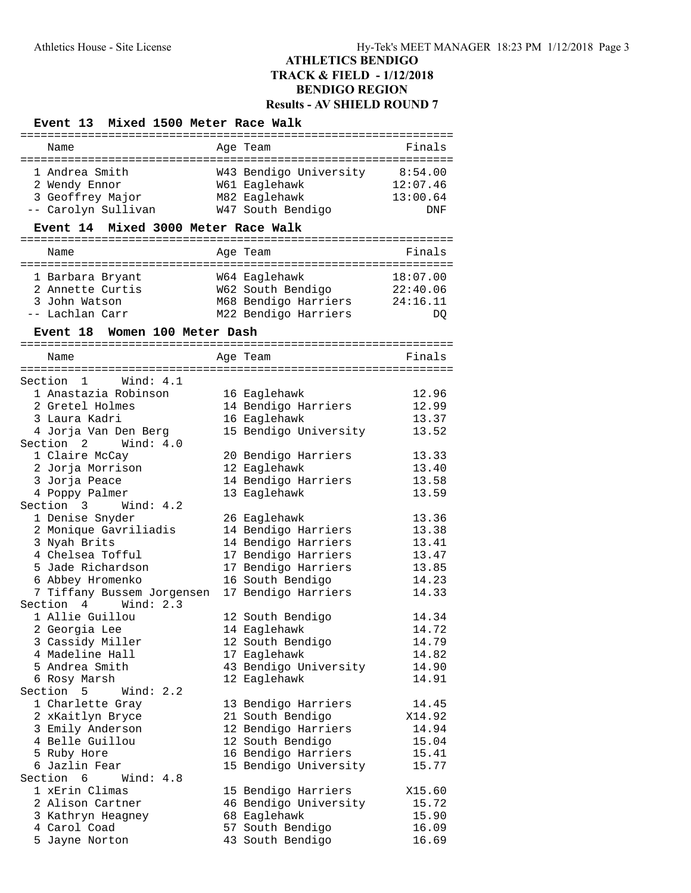# ATHLETICS BENDIGO
## TRACK & FIELD - 1/12/2018
## BENDIGO REGION
## Results - AV SHIELD ROUND 7

### Event 13 Mixed 1500 Meter Race Walk

| Place | Name | Age | Team | Finals |
|---|---|---|---|---|
| 1 | Andrea Smith | W43 | Bendigo University | 8:54.00 |
| 2 | Wendy Ennor | W61 | Eaglehawk | 12:07.46 |
| 3 | Geoffrey Major | M82 | Eaglehawk | 13:00.64 |
| -- | Carolyn Sullivan | W47 | South Bendigo | DNF |

### Event 14 Mixed 3000 Meter Race Walk

| Place | Name | Age | Team | Finals |
|---|---|---|---|---|
| 1 | Barbara Bryant | W64 | Eaglehawk | 18:07.00 |
| 2 | Annette Curtis | W62 | South Bendigo | 22:40.06 |
| 3 | John Watson | M68 | Bendigo Harriers | 24:16.11 |
| -- | Lachlan Carr | M22 | Bendigo Harriers | DQ |

### Event 18 Women 100 Meter Dash

| Place | Name | Age | Team | Finals |
|---|---|---|---|---|
| **Section 1 Wind: 4.1** | | | | |
| 1 | Anastazia Robinson | 16 | Eaglehawk | 12.96 |
| 2 | Gretel Holmes | 14 | Bendigo Harriers | 12.99 |
| 3 | Laura Kadri | 16 | Eaglehawk | 13.37 |
| 4 | Jorja Van Den Berg | 15 | Bendigo University | 13.52 |
| **Section 2 Wind: 4.0** | | | | |
| 1 | Claire McCay | 20 | Bendigo Harriers | 13.33 |
| 2 | Jorja Morrison | 12 | Eaglehawk | 13.40 |
| 3 | Jorja Peace | 14 | Bendigo Harriers | 13.58 |
| 4 | Poppy Palmer | 13 | Eaglehawk | 13.59 |
| **Section 3 Wind: 4.2** | | | | |
| 1 | Denise Snyder | 26 | Eaglehawk | 13.36 |
| 2 | Monique Gavriliadis | 14 | Bendigo Harriers | 13.38 |
| 3 | Nyah Brits | 14 | Bendigo Harriers | 13.41 |
| 4 | Chelsea Tofful | 17 | Bendigo Harriers | 13.47 |
| 5 | Jade Richardson | 17 | Bendigo Harriers | 13.85 |
| 6 | Abbey Hromenko | 16 | South Bendigo | 14.23 |
| 7 | Tiffany Bussem Jorgensen | 17 | Bendigo Harriers | 14.33 |
| **Section 4 Wind: 2.3** | | | | |
| 1 | Allie Guillou | 12 | South Bendigo | 14.34 |
| 2 | Georgia Lee | 14 | Eaglehawk | 14.72 |
| 3 | Cassidy Miller | 12 | South Bendigo | 14.79 |
| 4 | Madeline Hall | 17 | Eaglehawk | 14.82 |
| 5 | Andrea Smith | 43 | Bendigo University | 14.90 |
| 6 | Rosy Marsh | 12 | Eaglehawk | 14.91 |
| **Section 5 Wind: 2.2** | | | | |
| 1 | Charlette Gray | 13 | Bendigo Harriers | 14.45 |
| 2 | xKaitlyn Bryce | 21 | South Bendigo | X14.92 |
| 3 | Emily Anderson | 12 | Bendigo Harriers | 14.94 |
| 4 | Belle Guillou | 12 | South Bendigo | 15.04 |
| 5 | Ruby Hore | 16 | Bendigo Harriers | 15.41 |
| 6 | Jazlin Fear | 15 | Bendigo University | 15.77 |
| **Section 6 Wind: 4.8** | | | | |
| 1 | xErin Climas | 15 | Bendigo Harriers | X15.60 |
| 2 | Alison Cartner | 46 | Bendigo University | 15.72 |
| 3 | Kathryn Heagney | 68 | Eaglehawk | 15.90 |
| 4 | Carol Coad | 57 | South Bendigo | 16.09 |
| 5 | Jayne Norton | 43 | South Bendigo | 16.69 |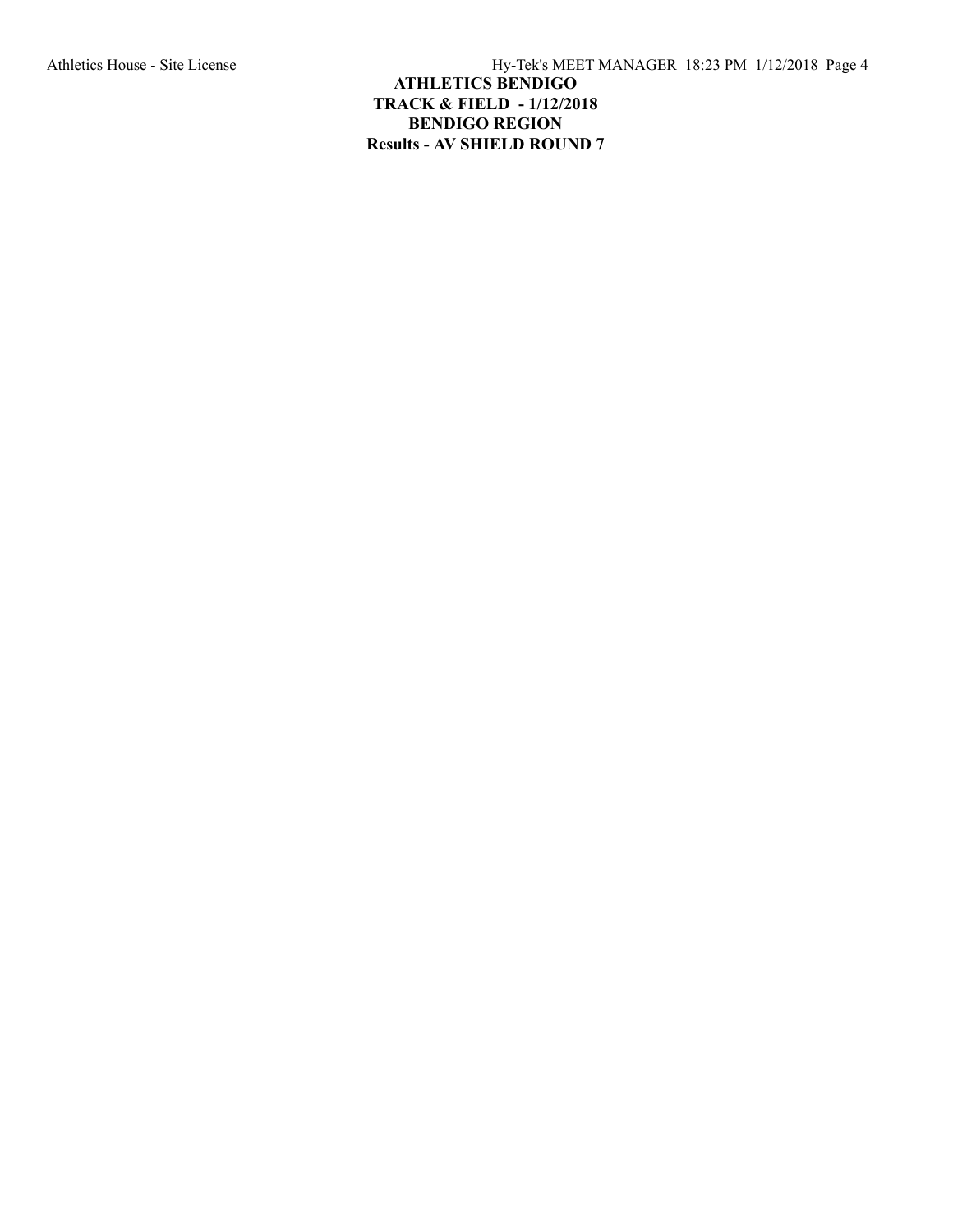**ATHLETICS BENDIGO**
**TRACK & FIELD - 1/12/2018**
**BENDIGO REGION**
**Results - AV SHIELD ROUND 7**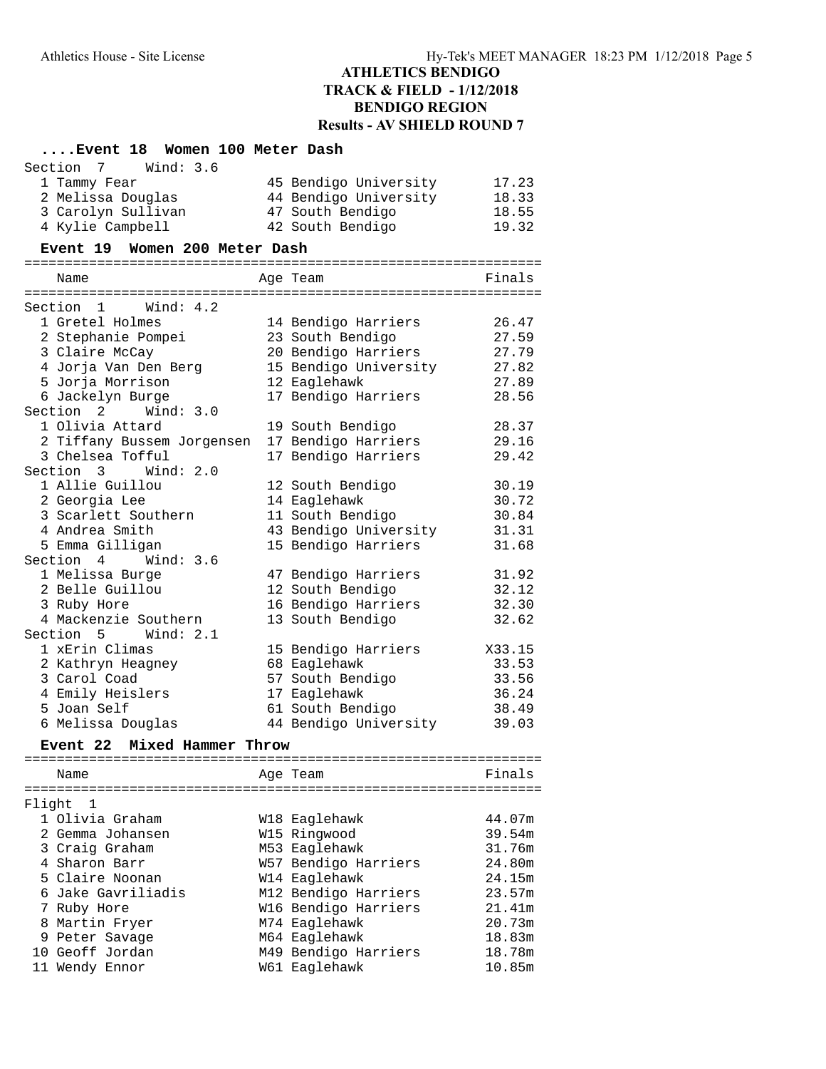# ATHLETICS BENDIGO
## TRACK & FIELD - 1/12/2018
## BENDIGO REGION
## Results - AV SHIELD ROUND 7

### ....Event 18 Women 100 Meter Dash

Section 7 Wind: 3.6

| Place | Name | Age | Team | Finals |
|---|---|---|---|---|
| 1 | Tammy Fear | 45 | Bendigo University | 17.23 |
| 2 | Melissa Douglas | 44 | Bendigo University | 18.33 |
| 3 | Carolyn Sullivan | 47 | South Bendigo | 18.55 |
| 4 | Kylie Campbell | 42 | South Bendigo | 19.32 |

### Event 19 Women 200 Meter Dash

| Place | Name | Age | Team | Finals |
|---|---|---|---|---|
| **Section 1 Wind: 4.2** | | | | |
| 1 | Gretel Holmes | 14 | Bendigo Harriers | 26.47 |
| 2 | Stephanie Pompei | 23 | South Bendigo | 27.59 |
| 3 | Claire McCay | 20 | Bendigo Harriers | 27.79 |
| 4 | Jorja Van Den Berg | 15 | Bendigo University | 27.82 |
| 5 | Jorja Morrison | 12 | Eaglehawk | 27.89 |
| 6 | Jackelyn Burge | 17 | Bendigo Harriers | 28.56 |
| **Section 2 Wind: 3.0** | | | | |
| 1 | Olivia Attard | 19 | South Bendigo | 28.37 |
| 2 | Tiffany Bussem Jorgensen | 17 | Bendigo Harriers | 29.16 |
| 3 | Chelsea Tofful | 17 | Bendigo Harriers | 29.42 |
| **Section 3 Wind: 2.0** | | | | |
| 1 | Allie Guillou | 12 | South Bendigo | 30.19 |
| 2 | Georgia Lee | 14 | Eaglehawk | 30.72 |
| 3 | Scarlett Southern | 11 | South Bendigo | 30.84 |
| 4 | Andrea Smith | 43 | Bendigo University | 31.31 |
| 5 | Emma Gilligan | 15 | Bendigo Harriers | 31.68 |
| **Section 4 Wind: 3.6** | | | | |
| 1 | Melissa Burge | 47 | Bendigo Harriers | 31.92 |
| 2 | Belle Guillou | 12 | South Bendigo | 32.12 |
| 3 | Ruby Hore | 16 | Bendigo Harriers | 32.30 |
| 4 | Mackenzie Southern | 13 | South Bendigo | 32.62 |
| **Section 5 Wind: 2.1** | | | | |
| 1 | xErin Climas | 15 | Bendigo Harriers | X33.15 |
| 2 | Kathryn Heagney | 68 | Eaglehawk | 33.53 |
| 3 | Carol Coad | 57 | South Bendigo | 33.56 |
| 4 | Emily Heislers | 17 | Eaglehawk | 36.24 |
| 5 | Joan Self | 61 | South Bendigo | 38.49 |
| 6 | Melissa Douglas | 44 | Bendigo University | 39.03 |

### Event 22 Mixed Hammer Throw

| Place | Name | Age | Team | Finals |
|---|---|---|---|---|
| **Flight 1** | | | | |
| 1 | Olivia Graham | W18 | Eaglehawk | 44.07m |
| 2 | Gemma Johansen | W15 | Ringwood | 39.54m |
| 3 | Craig Graham | M53 | Eaglehawk | 31.76m |
| 4 | Sharon Barr | W57 | Bendigo Harriers | 24.80m |
| 5 | Claire Noonan | W14 | Eaglehawk | 24.15m |
| 6 | Jake Gavriliadis | M12 | Bendigo Harriers | 23.57m |
| 7 | Ruby Hore | W16 | Bendigo Harriers | 21.41m |
| 8 | Martin Fryer | M74 | Eaglehawk | 20.73m |
| 9 | Peter Savage | M64 | Eaglehawk | 18.83m |
| 10 | Geoff Jordan | M49 | Bendigo Harriers | 18.78m |
| 11 | Wendy Ennor | W61 | Eaglehawk | 10.85m |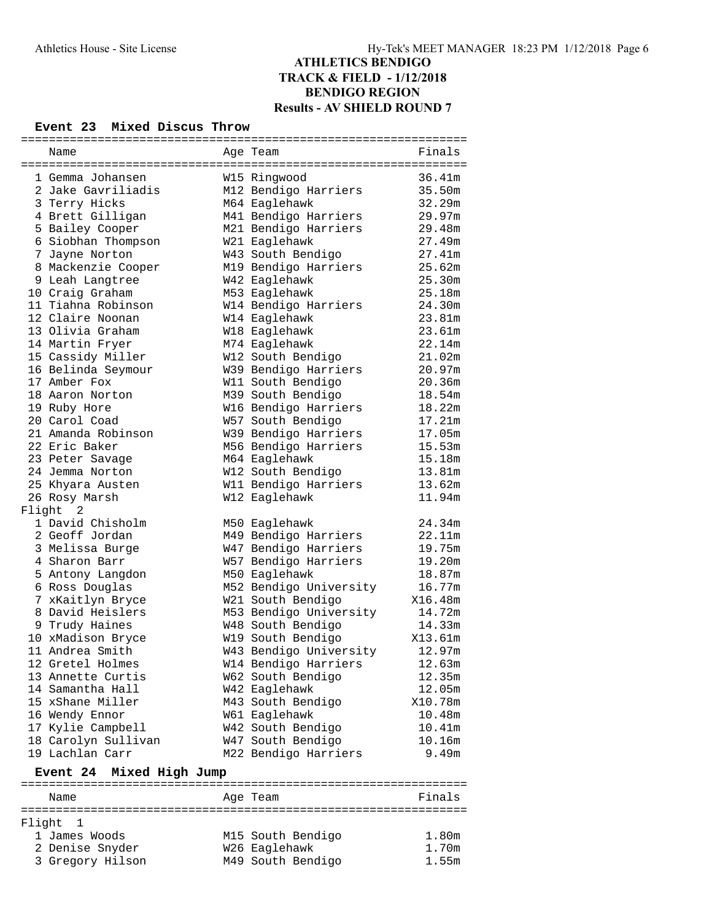# ATHLETICS BENDIGO
## TRACK & FIELD - 1/12/2018
## BENDIGO REGION
## Results - AV SHIELD ROUND 7

### Event 23 Mixed Discus Throw

| | Name | Age | Team | Finals |
|---|---|---|---|---|
| 1 | Gemma Johansen | W15 | Ringwood | 36.41m |
| 2 | Jake Gavriliadis | M12 | Bendigo Harriers | 35.50m |
| 3 | Terry Hicks | M64 | Eaglehawk | 32.29m |
| 4 | Brett Gilligan | M41 | Bendigo Harriers | 29.97m |
| 5 | Bailey Cooper | M21 | Bendigo Harriers | 29.48m |
| 6 | Siobhan Thompson | W21 | Eaglehawk | 27.49m |
| 7 | Jayne Norton | W43 | South Bendigo | 27.41m |
| 8 | Mackenzie Cooper | M19 | Bendigo Harriers | 25.62m |
| 9 | Leah Langtree | W42 | Eaglehawk | 25.30m |
| 10 | Craig Graham | M53 | Eaglehawk | 25.18m |
| 11 | Tiahna Robinson | W14 | Bendigo Harriers | 24.30m |
| 12 | Claire Noonan | W14 | Eaglehawk | 23.81m |
| 13 | Olivia Graham | W18 | Eaglehawk | 23.61m |
| 14 | Martin Fryer | M74 | Eaglehawk | 22.14m |
| 15 | Cassidy Miller | W12 | South Bendigo | 21.02m |
| 16 | Belinda Seymour | W39 | Bendigo Harriers | 20.97m |
| 17 | Amber Fox | W11 | South Bendigo | 20.36m |
| 18 | Aaron Norton | M39 | South Bendigo | 18.54m |
| 19 | Ruby Hore | W16 | Bendigo Harriers | 18.22m |
| 20 | Carol Coad | W57 | South Bendigo | 17.21m |
| 21 | Amanda Robinson | W39 | Bendigo Harriers | 17.05m |
| 22 | Eric Baker | M56 | Bendigo Harriers | 15.53m |
| 23 | Peter Savage | M64 | Eaglehawk | 15.18m |
| 24 | Jemma Norton | W12 | South Bendigo | 13.81m |
| 25 | Khyara Austen | W11 | Bendigo Harriers | 13.62m |
| 26 | Rosy Marsh | W12 | Eaglehawk | 11.94m |
| **Flight 2** | | | | |
| 1 | David Chisholm | M50 | Eaglehawk | 24.34m |
| 2 | Geoff Jordan | M49 | Bendigo Harriers | 22.11m |
| 3 | Melissa Burge | W47 | Bendigo Harriers | 19.75m |
| 4 | Sharon Barr | W57 | Bendigo Harriers | 19.20m |
| 5 | Antony Langdon | M50 | Eaglehawk | 18.87m |
| 6 | Ross Douglas | M52 | Bendigo University | 16.77m |
| 7 | xKaitlyn Bryce | W21 | South Bendigo | X16.48m |
| 8 | David Heislers | M53 | Bendigo University | 14.72m |
| 9 | Trudy Haines | W48 | South Bendigo | 14.33m |
| 10 | xMadison Bryce | W19 | South Bendigo | X13.61m |
| 11 | Andrea Smith | W43 | Bendigo University | 12.97m |
| 12 | Gretel Holmes | W14 | Bendigo Harriers | 12.63m |
| 13 | Annette Curtis | W62 | South Bendigo | 12.35m |
| 14 | Samantha Hall | W42 | Eaglehawk | 12.05m |
| 15 | xShane Miller | M43 | South Bendigo | X10.78m |
| 16 | Wendy Ennor | W61 | Eaglehawk | 10.48m |
| 17 | Kylie Campbell | W42 | South Bendigo | 10.41m |
| 18 | Carolyn Sullivan | W47 | South Bendigo | 10.16m |
| 19 | Lachlan Carr | M22 | Bendigo Harriers | 9.49m |

### Event 24 Mixed High Jump

| | Name | Age | Team | Finals |
|---|---|---|---|---|
| **Flight 1** | | | | |
| 1 | James Woods | M15 | South Bendigo | 1.80m |
| 2 | Denise Snyder | W26 | Eaglehawk | 1.70m |
| 3 | Gregory Hilson | M49 | South Bendigo | 1.55m |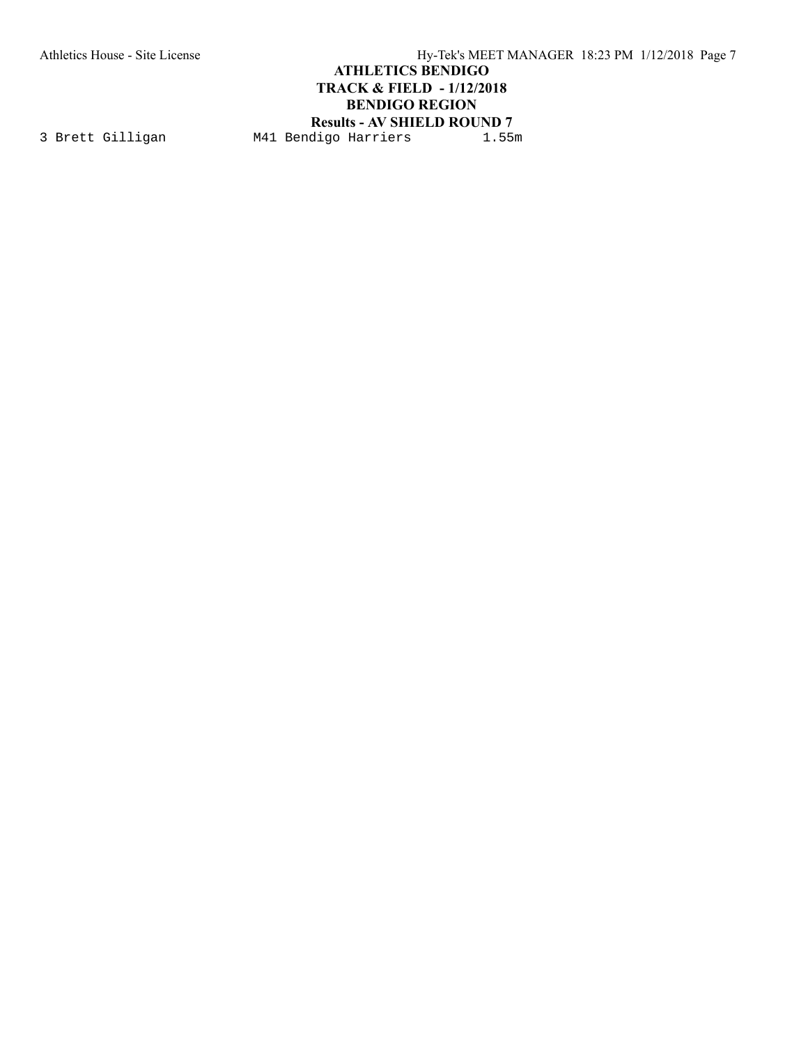# ATHLETICS BENDIGO
## TRACK & FIELD - 1/12/2018
## BENDIGO REGION
### Results - AV SHIELD ROUND 7

```
3 Brett Gilligan          M41 Bendigo Harriers         1.55m
```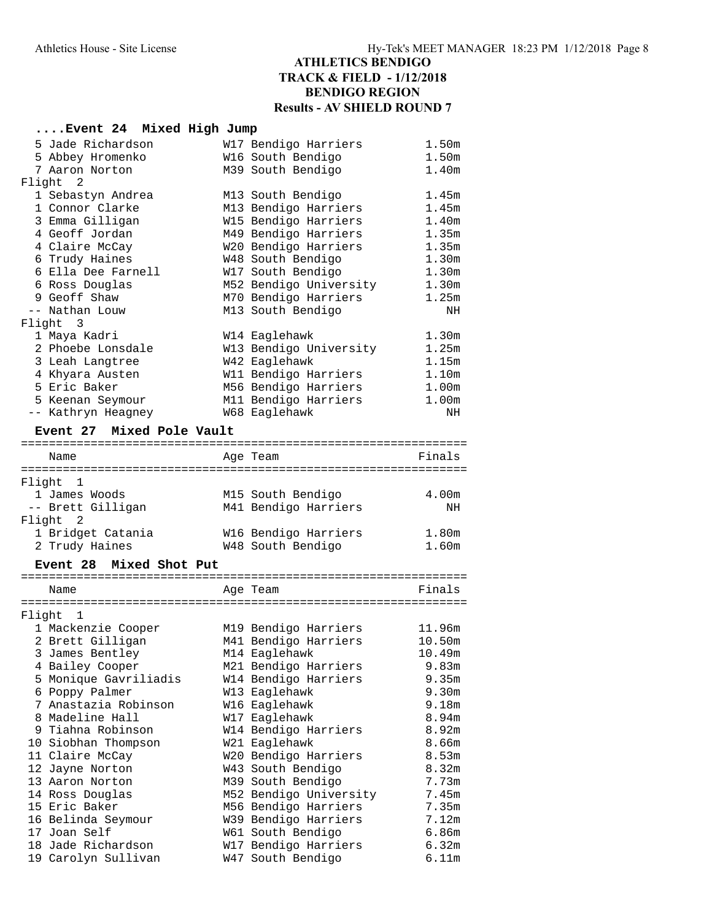# ATHLETICS BENDIGO
## TRACK & FIELD - 1/12/2018
## BENDIGO REGION
## Results - AV SHIELD ROUND 7

### ....Event 24 Mixed High Jump

| Place | Name | Age | Team | Finals |
|---|---|---|---|---|
| 5 | Jade Richardson | W17 | Bendigo Harriers | 1.50m |
| 5 | Abbey Hromenko | W16 | South Bendigo | 1.50m |
| 7 | Aaron Norton | M39 | South Bendigo | 1.40m |
| **Flight 2** | | | | |
| 1 | Sebastyn Andrea | M13 | South Bendigo | 1.45m |
| 1 | Connor Clarke | M13 | Bendigo Harriers | 1.45m |
| 3 | Emma Gilligan | W15 | Bendigo Harriers | 1.40m |
| 4 | Geoff Jordan | M49 | Bendigo Harriers | 1.35m |
| 4 | Claire McCay | W20 | Bendigo Harriers | 1.35m |
| 6 | Trudy Haines | W48 | South Bendigo | 1.30m |
| 6 | Ella Dee Farnell | W17 | South Bendigo | 1.30m |
| 6 | Ross Douglas | M52 | Bendigo University | 1.30m |
| 9 | Geoff Shaw | M70 | Bendigo Harriers | 1.25m |
| -- | Nathan Louw | M13 | South Bendigo | NH |
| **Flight 3** | | | | |
| 1 | Maya Kadri | W14 | Eaglehawk | 1.30m |
| 2 | Phoebe Lonsdale | W13 | Bendigo University | 1.25m |
| 3 | Leah Langtree | W42 | Eaglehawk | 1.15m |
| 4 | Khyara Austen | W11 | Bendigo Harriers | 1.10m |
| 5 | Eric Baker | M56 | Bendigo Harriers | 1.00m |
| 5 | Keenan Seymour | M11 | Bendigo Harriers | 1.00m |
| -- | Kathryn Heagney | W68 | Eaglehawk | NH |

### Event 27 Mixed Pole Vault

| Place | Name | Age | Team | Finals |
|---|---|---|---|---|
| **Flight 1** | | | | |
| 1 | James Woods | M15 | South Bendigo | 4.00m |
| -- | Brett Gilligan | M41 | Bendigo Harriers | NH |
| **Flight 2** | | | | |
| 1 | Bridget Catania | W16 | Bendigo Harriers | 1.80m |
| 2 | Trudy Haines | W48 | South Bendigo | 1.60m |

### Event 28 Mixed Shot Put

| Place | Name | Age | Team | Finals |
|---|---|---|---|---|
| **Flight 1** | | | | |
| 1 | Mackenzie Cooper | M19 | Bendigo Harriers | 11.96m |
| 2 | Brett Gilligan | M41 | Bendigo Harriers | 10.50m |
| 3 | James Bentley | M14 | Eaglehawk | 10.49m |
| 4 | Bailey Cooper | M21 | Bendigo Harriers | 9.83m |
| 5 | Monique Gavriliadis | W14 | Bendigo Harriers | 9.35m |
| 6 | Poppy Palmer | W13 | Eaglehawk | 9.30m |
| 7 | Anastazia Robinson | W16 | Eaglehawk | 9.18m |
| 8 | Madeline Hall | W17 | Eaglehawk | 8.94m |
| 9 | Tiahna Robinson | W14 | Bendigo Harriers | 8.92m |
| 10 | Siobhan Thompson | W21 | Eaglehawk | 8.66m |
| 11 | Claire McCay | W20 | Bendigo Harriers | 8.53m |
| 12 | Jayne Norton | W43 | South Bendigo | 8.32m |
| 13 | Aaron Norton | M39 | South Bendigo | 7.73m |
| 14 | Ross Douglas | M52 | Bendigo University | 7.45m |
| 15 | Eric Baker | M56 | Bendigo Harriers | 7.35m |
| 16 | Belinda Seymour | W39 | Bendigo Harriers | 7.12m |
| 17 | Joan Self | W61 | South Bendigo | 6.86m |
| 18 | Jade Richardson | W17 | Bendigo Harriers | 6.32m |
| 19 | Carolyn Sullivan | W47 | South Bendigo | 6.11m |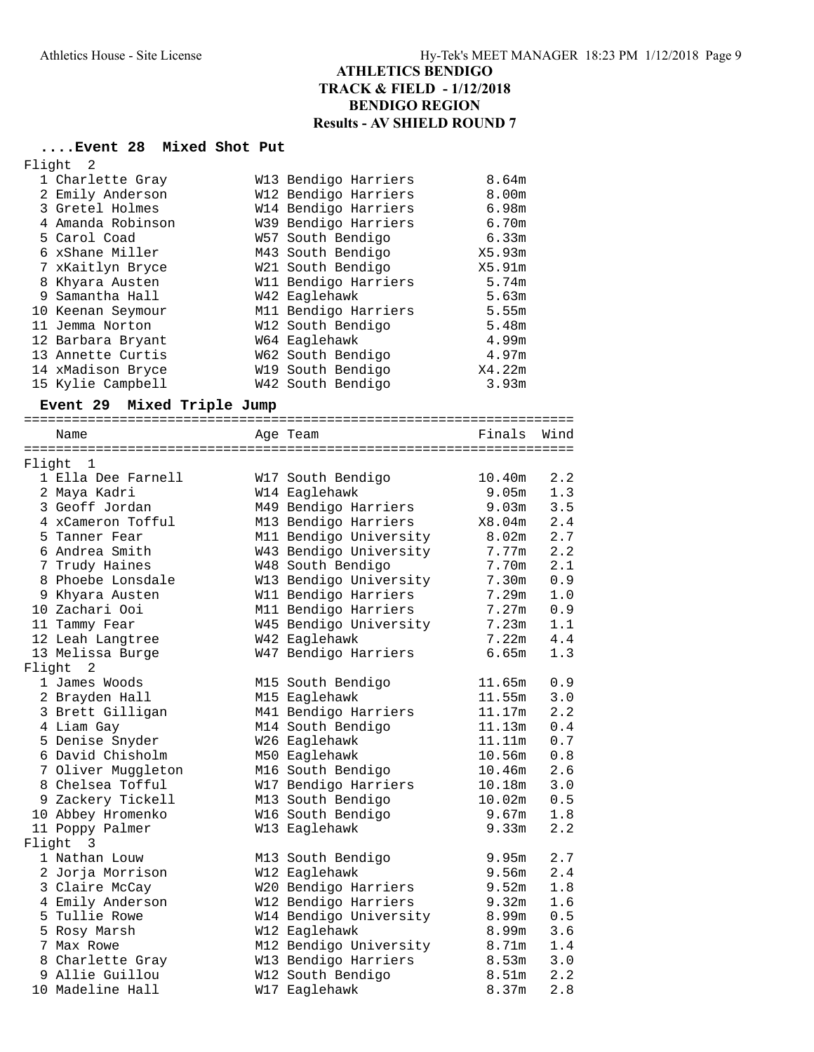# ATHLETICS BENDIGO
## TRACK & FIELD - 1/12/2018
## BENDIGO REGION
## Results - AV SHIELD ROUND 7

### ....Event 28 Mixed Shot Put

Flight 2

| Place | Name | Age Team | Finals |
|---|---|---|---|
| 1 | Charlette Gray | W13 Bendigo Harriers | 8.64m |
| 2 | Emily Anderson | W12 Bendigo Harriers | 8.00m |
| 3 | Gretel Holmes | W14 Bendigo Harriers | 6.98m |
| 4 | Amanda Robinson | W39 Bendigo Harriers | 6.70m |
| 5 | Carol Coad | W57 South Bendigo | 6.33m |
| 6 | xShane Miller | M43 South Bendigo | X5.93m |
| 7 | xKaitlyn Bryce | W21 South Bendigo | X5.91m |
| 8 | Khyara Austen | W11 Bendigo Harriers | 5.74m |
| 9 | Samantha Hall | W42 Eaglehawk | 5.63m |
| 10 | Keenan Seymour | M11 Bendigo Harriers | 5.55m |
| 11 | Jemma Norton | W12 South Bendigo | 5.48m |
| 12 | Barbara Bryant | W64 Eaglehawk | 4.99m |
| 13 | Annette Curtis | W62 South Bendigo | 4.97m |
| 14 | xMadison Bryce | W19 South Bendigo | X4.22m |
| 15 | Kylie Campbell | W42 South Bendigo | 3.93m |

### Event 29 Mixed Triple Jump

| Place | Name | Age Team | Finals | Wind |
|---|---|---|---|---|
| **Flight 1** | | | | |
| 1 | Ella Dee Farnell | W17 South Bendigo | 10.40m | 2.2 |
| 2 | Maya Kadri | W14 Eaglehawk | 9.05m | 1.3 |
| 3 | Geoff Jordan | M49 Bendigo Harriers | 9.03m | 3.5 |
| 4 | xCameron Tofful | M13 Bendigo Harriers | X8.04m | 2.4 |
| 5 | Tanner Fear | M11 Bendigo University | 8.02m | 2.7 |
| 6 | Andrea Smith | W43 Bendigo University | 7.77m | 2.2 |
| 7 | Trudy Haines | W48 South Bendigo | 7.70m | 2.1 |
| 8 | Phoebe Lonsdale | W13 Bendigo University | 7.30m | 0.9 |
| 9 | Khyara Austen | W11 Bendigo Harriers | 7.29m | 1.0 |
| 10 | Zachari Ooi | M11 Bendigo Harriers | 7.27m | 0.9 |
| 11 | Tammy Fear | W45 Bendigo University | 7.23m | 1.1 |
| 12 | Leah Langtree | W42 Eaglehawk | 7.22m | 4.4 |
| 13 | Melissa Burge | W47 Bendigo Harriers | 6.65m | 1.3 |
| **Flight 2** | | | | |
| 1 | James Woods | M15 South Bendigo | 11.65m | 0.9 |
| 2 | Brayden Hall | M15 Eaglehawk | 11.55m | 3.0 |
| 3 | Brett Gilligan | M41 Bendigo Harriers | 11.17m | 2.2 |
| 4 | Liam Gay | M14 South Bendigo | 11.13m | 0.4 |
| 5 | Denise Snyder | W26 Eaglehawk | 11.11m | 0.7 |
| 6 | David Chisholm | M50 Eaglehawk | 10.56m | 0.8 |
| 7 | Oliver Muggleton | M16 South Bendigo | 10.46m | 2.6 |
| 8 | Chelsea Tofful | W17 Bendigo Harriers | 10.18m | 3.0 |
| 9 | Zackery Tickell | M13 South Bendigo | 10.02m | 0.5 |
| 10 | Abbey Hromenko | W16 South Bendigo | 9.67m | 1.8 |
| 11 | Poppy Palmer | W13 Eaglehawk | 9.33m | 2.2 |
| **Flight 3** | | | | |
| 1 | Nathan Louw | M13 South Bendigo | 9.95m | 2.7 |
| 2 | Jorja Morrison | W12 Eaglehawk | 9.56m | 2.4 |
| 3 | Claire McCay | W20 Bendigo Harriers | 9.52m | 1.8 |
| 4 | Emily Anderson | W12 Bendigo Harriers | 9.32m | 1.6 |
| 5 | Tullie Rowe | W14 Bendigo University | 8.99m | 0.5 |
| 5 | Rosy Marsh | W12 Eaglehawk | 8.99m | 3.6 |
| 7 | Max Rowe | M12 Bendigo University | 8.71m | 1.4 |
| 8 | Charlette Gray | W13 Bendigo Harriers | 8.53m | 3.0 |
| 9 | Allie Guillou | W12 South Bendigo | 8.51m | 2.2 |
| 10 | Madeline Hall | W17 Eaglehawk | 8.37m | 2.8 |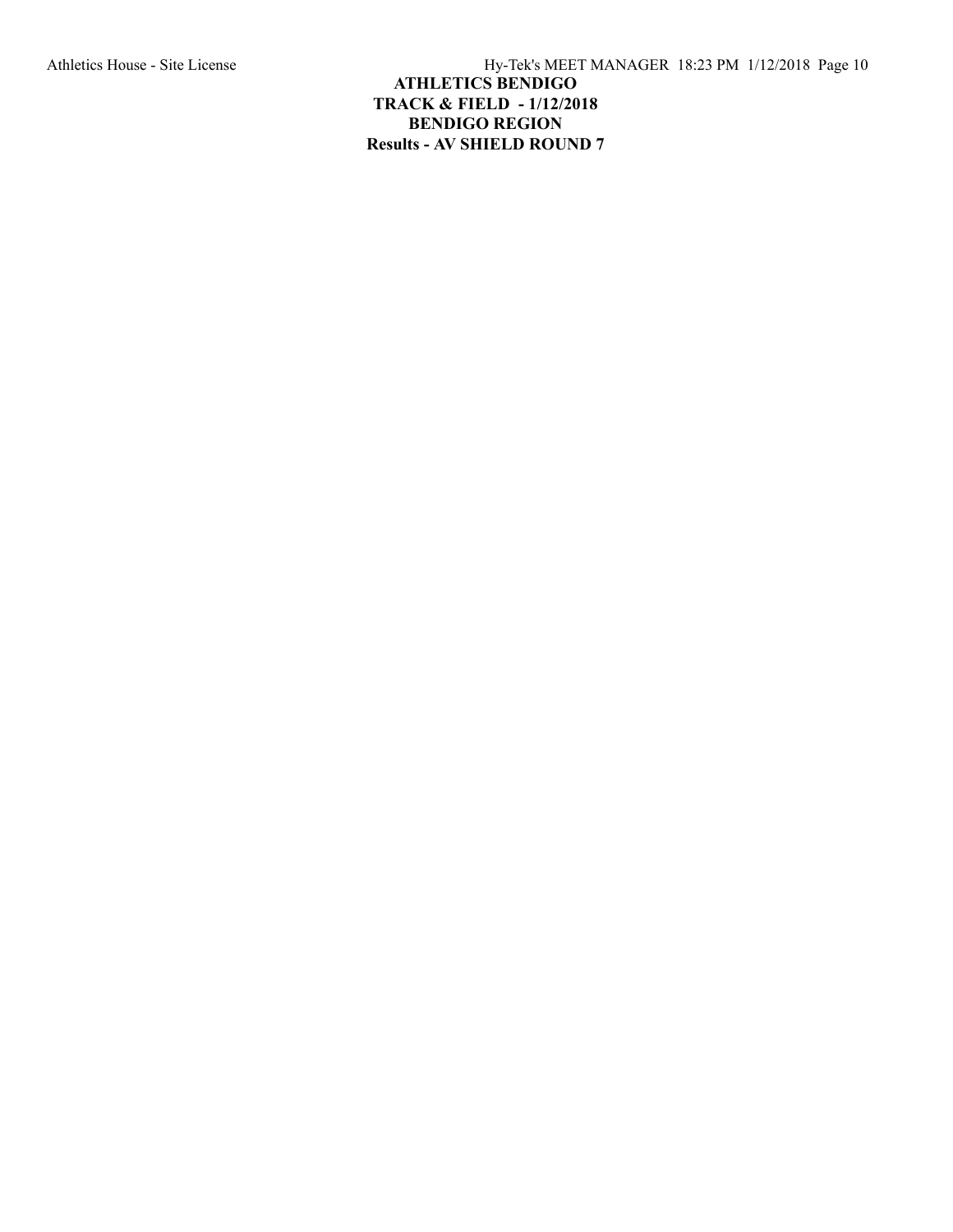**ATHLETICS BENDIGO**
**TRACK & FIELD - 1/12/2018**
**BENDIGO REGION**
**Results - AV SHIELD ROUND 7**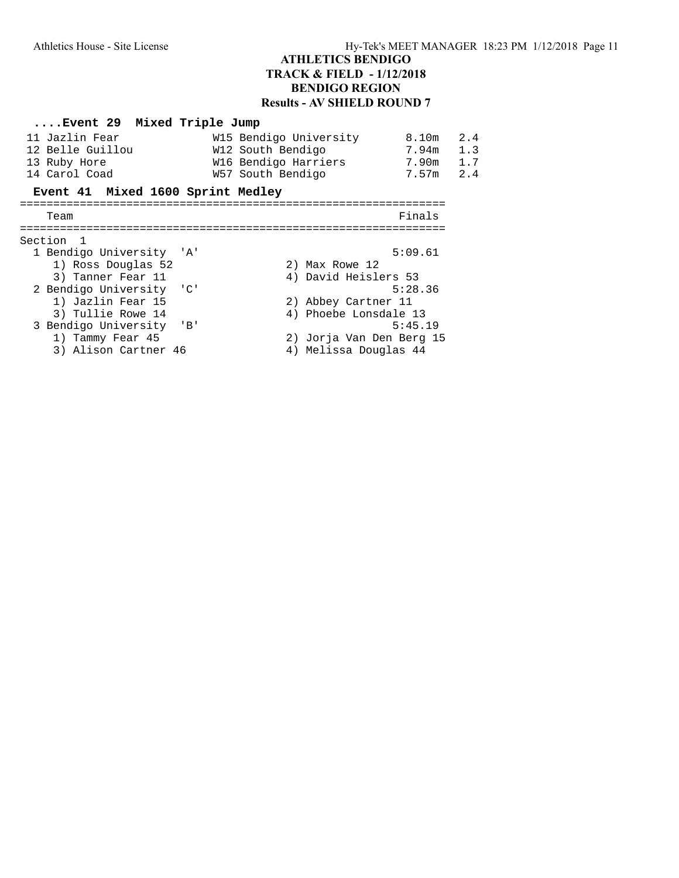# ATHLETICS BENDIGO

## TRACK & FIELD - 1/12/2018

## BENDIGO REGION

## Results - AV SHIELD ROUND 7

### ....Event 29 Mixed Triple Jump

| | | | | |
|---|---|---|---|---|
| 11 | Jazlin Fear | W15 Bendigo University | 8.10m | 2.4 |
| 12 | Belle Guillou | W12 South Bendigo | 7.94m | 1.3 |
| 13 | Ruby Hore | W16 Bendigo Harriers | 7.90m | 1.7 |
| 14 | Carol Coad | W57 South Bendigo | 7.57m | 2.4 |

### Event 41 Mixed 1600 Sprint Medley

| Team | | Finals |
|---|---|---|
| Section 1 | | |
| 1 Bendigo University 'A' | | 5:09.61 |
| 1) Ross Douglas 52 | 2) Max Rowe 12 | |
| 3) Tanner Fear 11 | 4) David Heislers 53 | |
| 2 Bendigo University 'C' | | 5:28.36 |
| 1) Jazlin Fear 15 | 2) Abbey Cartner 11 | |
| 3) Tullie Rowe 14 | 4) Phoebe Lonsdale 13 | |
| 3 Bendigo University 'B' | | 5:45.19 |
| 1) Tammy Fear 45 | 2) Jorja Van Den Berg 15 | |
| 3) Alison Cartner 46 | 4) Melissa Douglas 44 | |